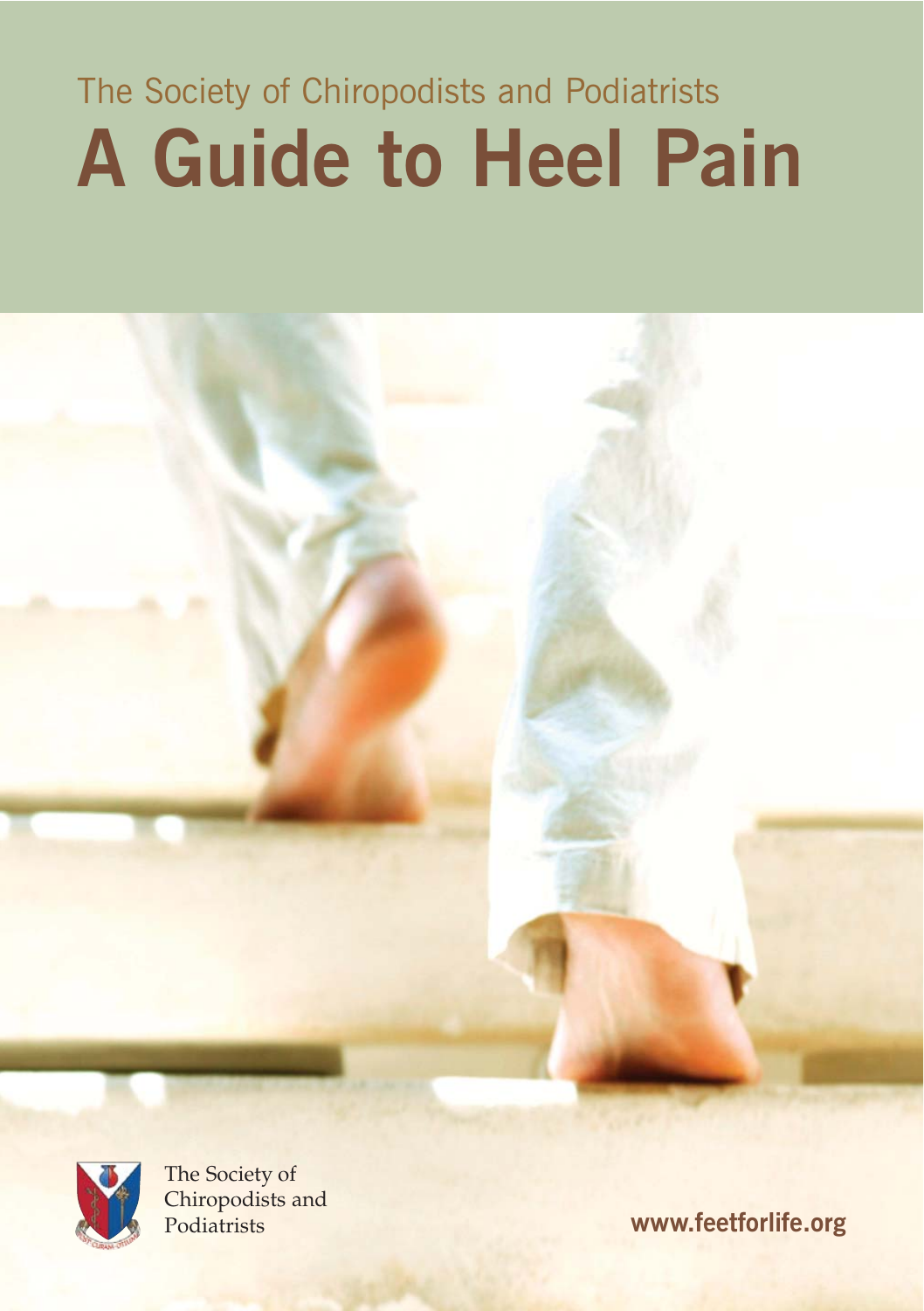The Society of Chiropodists and Podiatrists

# A Guide to Heel Pain

The Society of Chiropodists and Podiatrists

**www.feetforlife.org**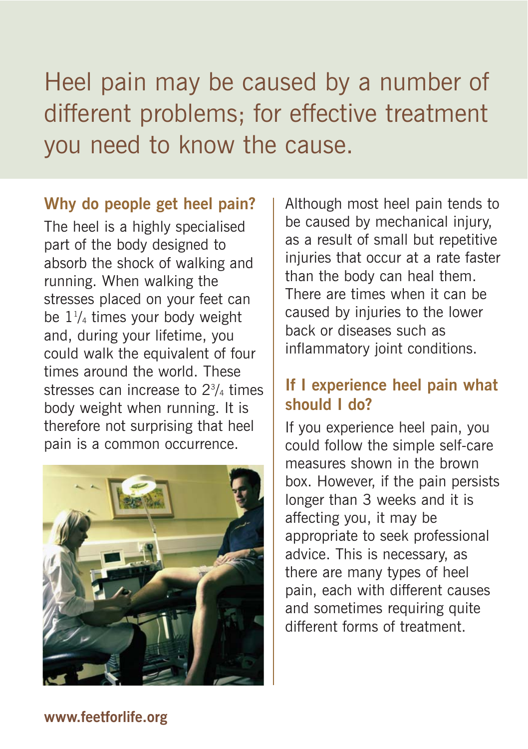# Heel pain may be caused by a number of different problems; for effective treatment you need to know the cause.

## Why do people get heel pain?

The heel is a highly specialised part of the body designed to absorb the shock of walking and running. When walking the stresses placed on your feet can be $1^1/_4$ times your body weight and, during your lifetime, you could walk the equivalent of four times around the world. These stresses can increase to $2^3/_4$ times body weight when running. It is therefore not surprising that heel pain is a common occurrence.

Although most heel pain tends to be caused by mechanical injury, as a result of small but repetitive injuries that occur at a rate faster than the body can heal them. There are times when it can be caused by injuries to the lower back or diseases such as inflammatory joint conditions.

## If I experience heel pain what should I do?

If you experience heel pain, you could follow the simple self-care measures shown in the brown box. However, if the pain persists longer than 3 weeks and it is affecting you, it may be appropriate to seek professional advice. This is necessary, as there are many types of heel pain, each with different causes and sometimes requiring quite different forms of treatment.

**www.feetforlife.org**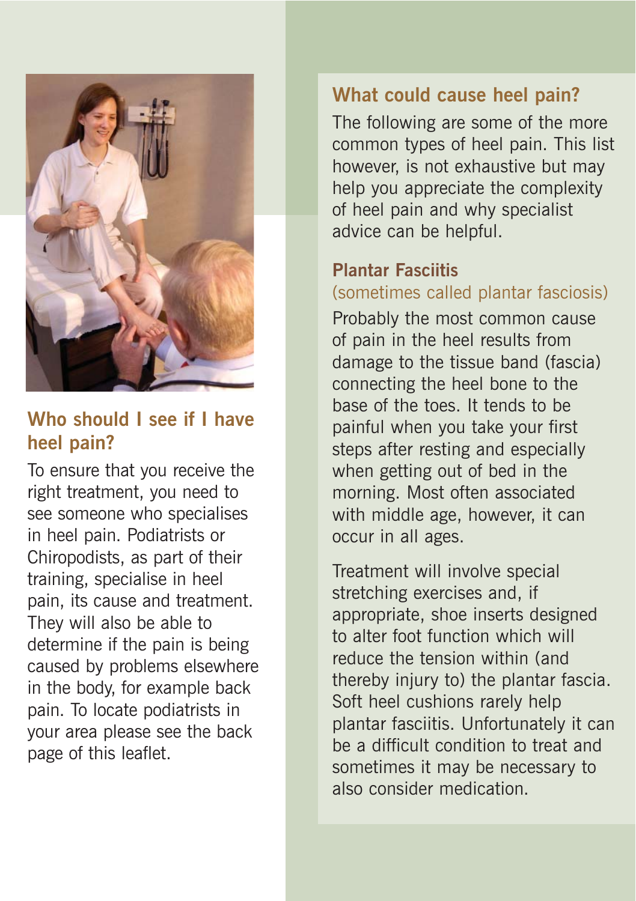## Who should I see if I have heel pain?

To ensure that you receive the right treatment, you need to see someone who specialises in heel pain. Podiatrists or Chiropodists, as part of their training, specialise in heel pain, its cause and treatment. They will also be able to determine if the pain is being caused by problems elsewhere in the body, for example back pain. To locate podiatrists in your area please see the back page of this leaflet.

## What could cause heel pain?

The following are some of the more common types of heel pain. This list however, is not exhaustive but may help you appreciate the complexity of heel pain and why specialist advice can be helpful.

### Plantar Fasciitis

(sometimes called plantar fasciosis)

Probably the most common cause of pain in the heel results from damage to the tissue band (fascia) connecting the heel bone to the base of the toes. It tends to be painful when you take your first steps after resting and especially when getting out of bed in the morning. Most often associated with middle age, however, it can occur in all ages.

Treatment will involve special stretching exercises and, if appropriate, shoe inserts designed to alter foot function which will reduce the tension within (and thereby injury to) the plantar fascia. Soft heel cushions rarely help plantar fasciitis. Unfortunately it can be a difficult condition to treat and sometimes it may be necessary to also consider medication.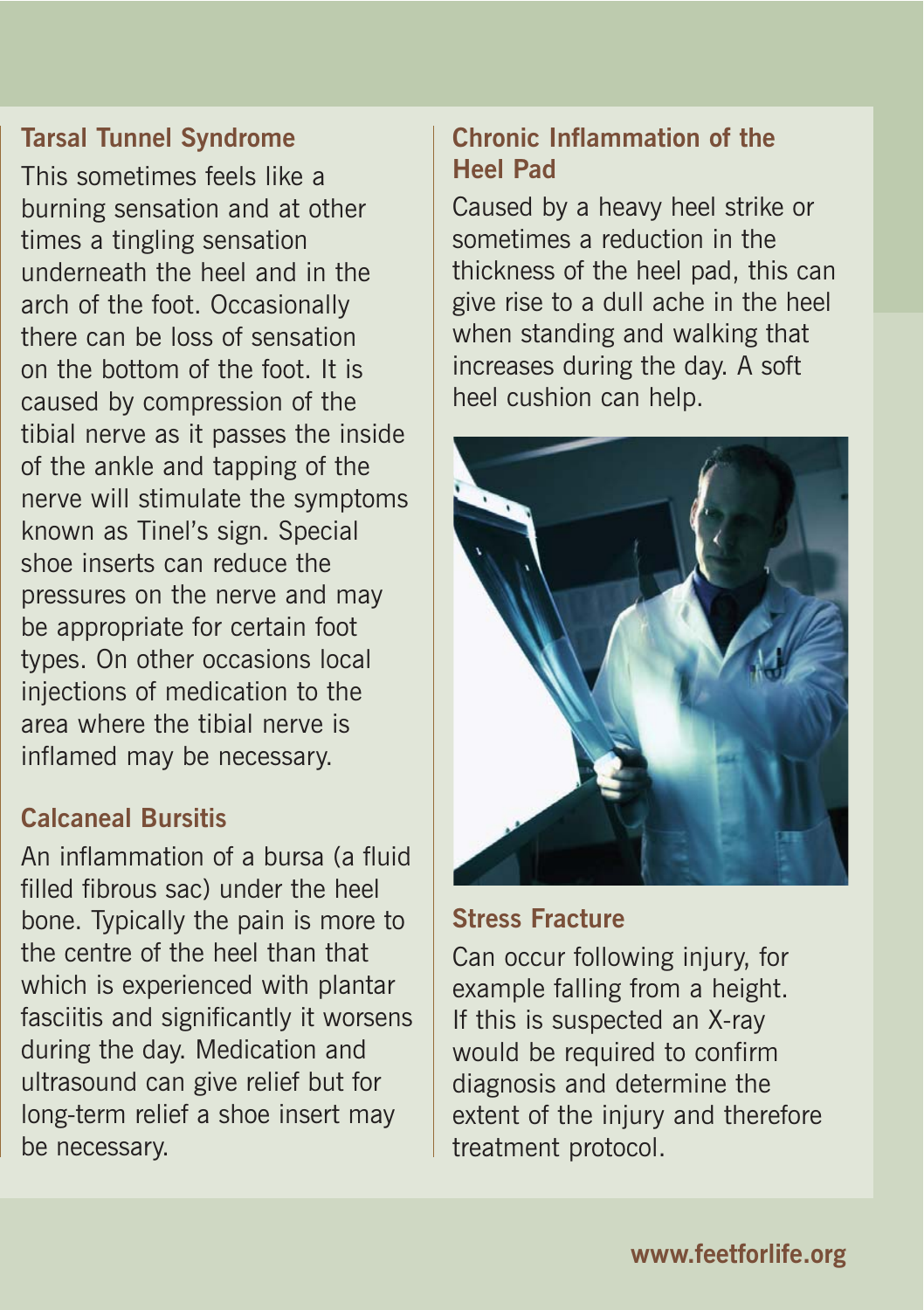## Tarsal Tunnel Syndrome

This sometimes feels like a burning sensation and at other times a tingling sensation underneath the heel and in the arch of the foot. Occasionally there can be loss of sensation on the bottom of the foot. It is caused by compression of the tibial nerve as it passes the inside of the ankle and tapping of the nerve will stimulate the symptoms known as Tinel's sign. Special shoe inserts can reduce the pressures on the nerve and may be appropriate for certain foot types. On other occasions local injections of medication to the area where the tibial nerve is inflamed may be necessary.

## Calcaneal Bursitis

An inflammation of a bursa (a fluid filled fibrous sac) under the heel bone. Typically the pain is more to the centre of the heel than that which is experienced with plantar fasciitis and significantly it worsens during the day. Medication and ultrasound can give relief but for long-term relief a shoe insert may be necessary.

## Chronic Inflammation of the Heel Pad

Caused by a heavy heel strike or sometimes a reduction in the thickness of the heel pad, this can give rise to a dull ache in the heel when standing and walking that increases during the day. A soft heel cushion can help.

## Stress Fracture

Can occur following injury, for example falling from a height. If this is suspected an X-ray would be required to confirm diagnosis and determine the extent of the injury and therefore treatment protocol.

www.feetforlife.org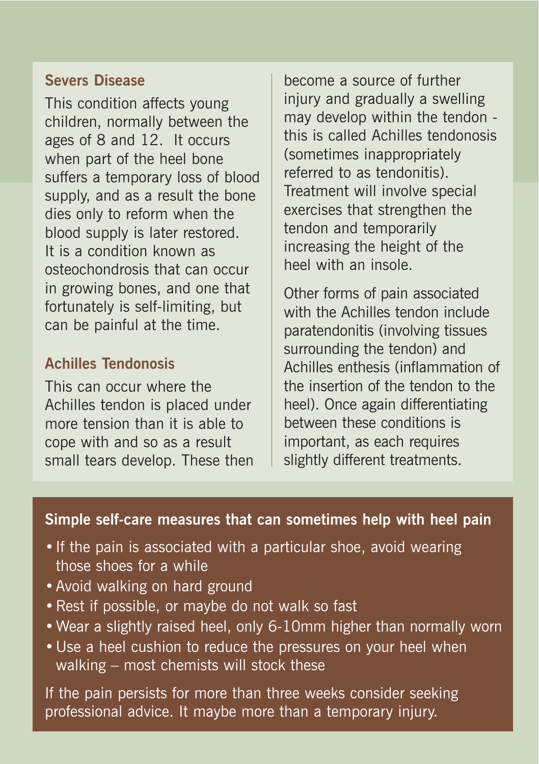## Severs Disease

This condition affects young children, normally between the ages of 8 and 12. It occurs when part of the heel bone suffers a temporary loss of blood supply, and as a result the bone dies only to reform when the blood supply is later restored. It is a condition known as osteochondrosis that can occur in growing bones, and one that fortunately is self-limiting, but can be painful at the time.

## Achilles Tendonosis

This can occur where the Achilles tendon is placed under more tension than it is able to cope with and so as a result small tears develop. These then become a source of further injury and gradually a swelling may develop within the tendon - this is called Achilles tendonosis (sometimes inappropriately referred to as tendonitis). Treatment will involve special exercises that strengthen the tendon and temporarily increasing the height of the heel with an insole.

Other forms of pain associated with the Achilles tendon include paratendonitis (involving tissues surrounding the tendon) and Achilles enthesis (inflammation of the insertion of the tendon to the heel). Once again differentiating between these conditions is important, as each requires slightly different treatments.

### Simple self-care measures that can sometimes help with heel pain

- If the pain is associated with a particular shoe, avoid wearing those shoes for a while
- Avoid walking on hard ground
- Rest if possible, or maybe do not walk so fast
- Wear a slightly raised heel, only 6-10mm higher than normally worn
- Use a heel cushion to reduce the pressures on your heel when walking – most chemists will stock these

If the pain persists for more than three weeks consider seeking professional advice. It maybe more than a temporary injury.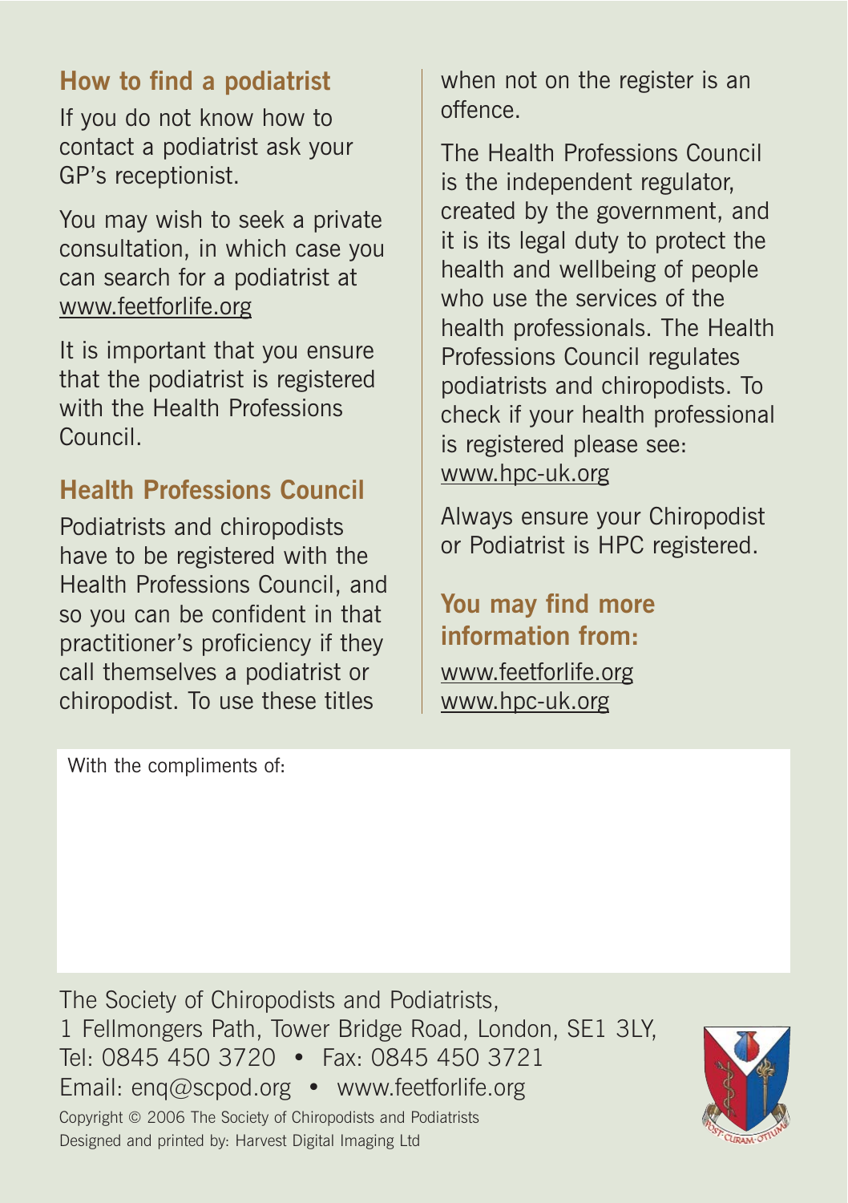## How to find a podiatrist

If you do not know how to contact a podiatrist ask your GP's receptionist.

You may wish to seek a private consultation, in which case you can search for a podiatrist at www.feetforlife.org

It is important that you ensure that the podiatrist is registered with the Health Professions Council.

## Health Professions Council

Podiatrists and chiropodists have to be registered with the Health Professions Council, and so you can be confident in that practitioner's proficiency if they call themselves a podiatrist or chiropodist. To use these titles when not on the register is an offence.

The Health Professions Council is the independent regulator, created by the government, and it is its legal duty to protect the health and wellbeing of people who use the services of the health professionals. The Health Professions Council regulates podiatrists and chiropodists. To check if your health professional is registered please see: www.hpc-uk.org

Always ensure your Chiropodist or Podiatrist is HPC registered.

## You may find more information from:

www.feetforlife.org
www.hpc-uk.org

With the compliments of:

The Society of Chiropodists and Podiatrists,
1 Fellmongers Path, Tower Bridge Road, London, SE1 3LY,
Tel: 0845 450 3720 • Fax: 0845 450 3721
Email: enq@scpod.org • www.feetforlife.org

Copyright © 2006 The Society of Chiropodists and Podiatrists
Designed and printed by: Harvest Digital Imaging Ltd